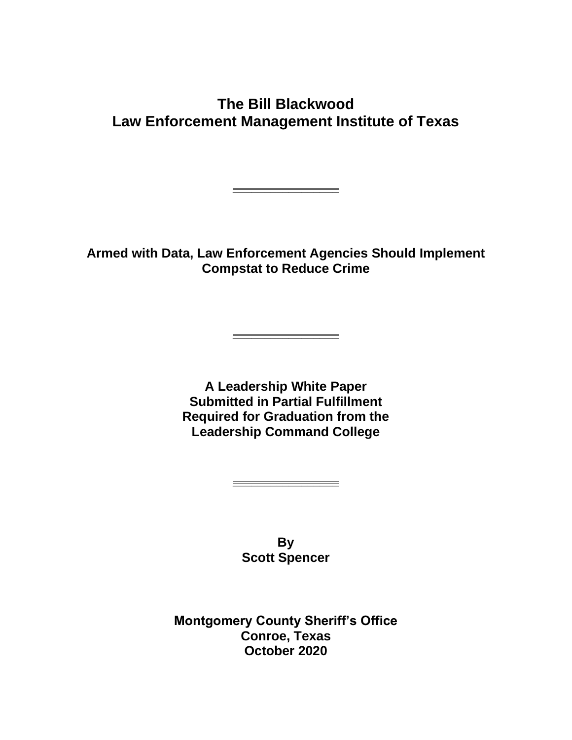# The Bill Blackwood Law Enforcement Management Institute of Texas

---

## Armed with Data, Law Enforcement Agencies Should Implement Compstat to Reduce Crime

---

**A Leadership White Paper**
**Submitted in Partial Fulfillment**
**Required for Graduation from the**
**Leadership Command College**

---

**By**
**Scott Spencer**

**Montgomery County Sheriff's Office**
**Conroe, Texas**
**October 2020**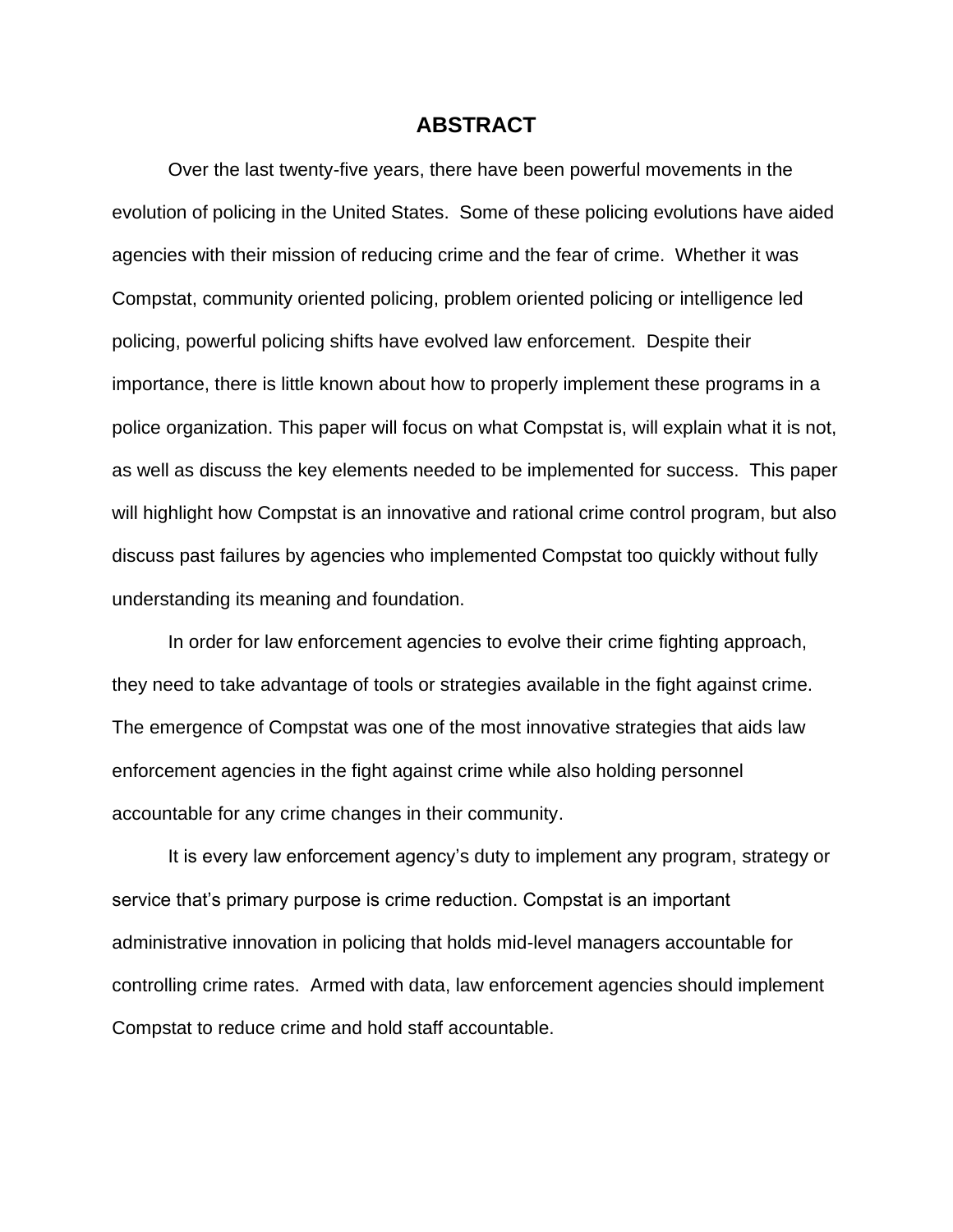# ABSTRACT

Over the last twenty-five years, there have been powerful movements in the evolution of policing in the United States. Some of these policing evolutions have aided agencies with their mission of reducing crime and the fear of crime. Whether it was Compstat, community oriented policing, problem oriented policing or intelligence led policing, powerful policing shifts have evolved law enforcement. Despite their importance, there is little known about how to properly implement these programs in a police organization. This paper will focus on what Compstat is, will explain what it is not, as well as discuss the key elements needed to be implemented for success. This paper will highlight how Compstat is an innovative and rational crime control program, but also discuss past failures by agencies who implemented Compstat too quickly without fully understanding its meaning and foundation.

In order for law enforcement agencies to evolve their crime fighting approach, they need to take advantage of tools or strategies available in the fight against crime. The emergence of Compstat was one of the most innovative strategies that aids law enforcement agencies in the fight against crime while also holding personnel accountable for any crime changes in their community.

It is every law enforcement agency's duty to implement any program, strategy or service that's primary purpose is crime reduction. Compstat is an important administrative innovation in policing that holds mid-level managers accountable for controlling crime rates. Armed with data, law enforcement agencies should implement Compstat to reduce crime and hold staff accountable.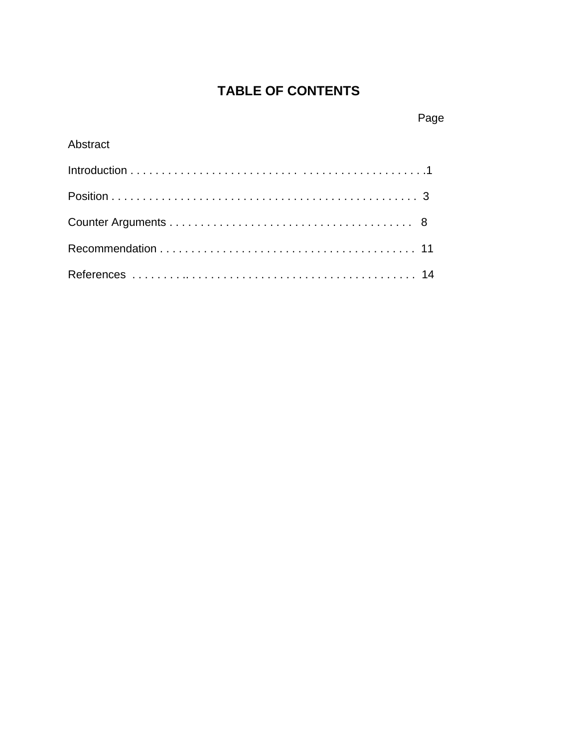# TABLE OF CONTENTS

| | Page |
|---|---|
| Abstract | |
| Introduction | 1 |
| Position | 3 |
| Counter Arguments | 8 |
| Recommendation | 11 |
| References | 14 |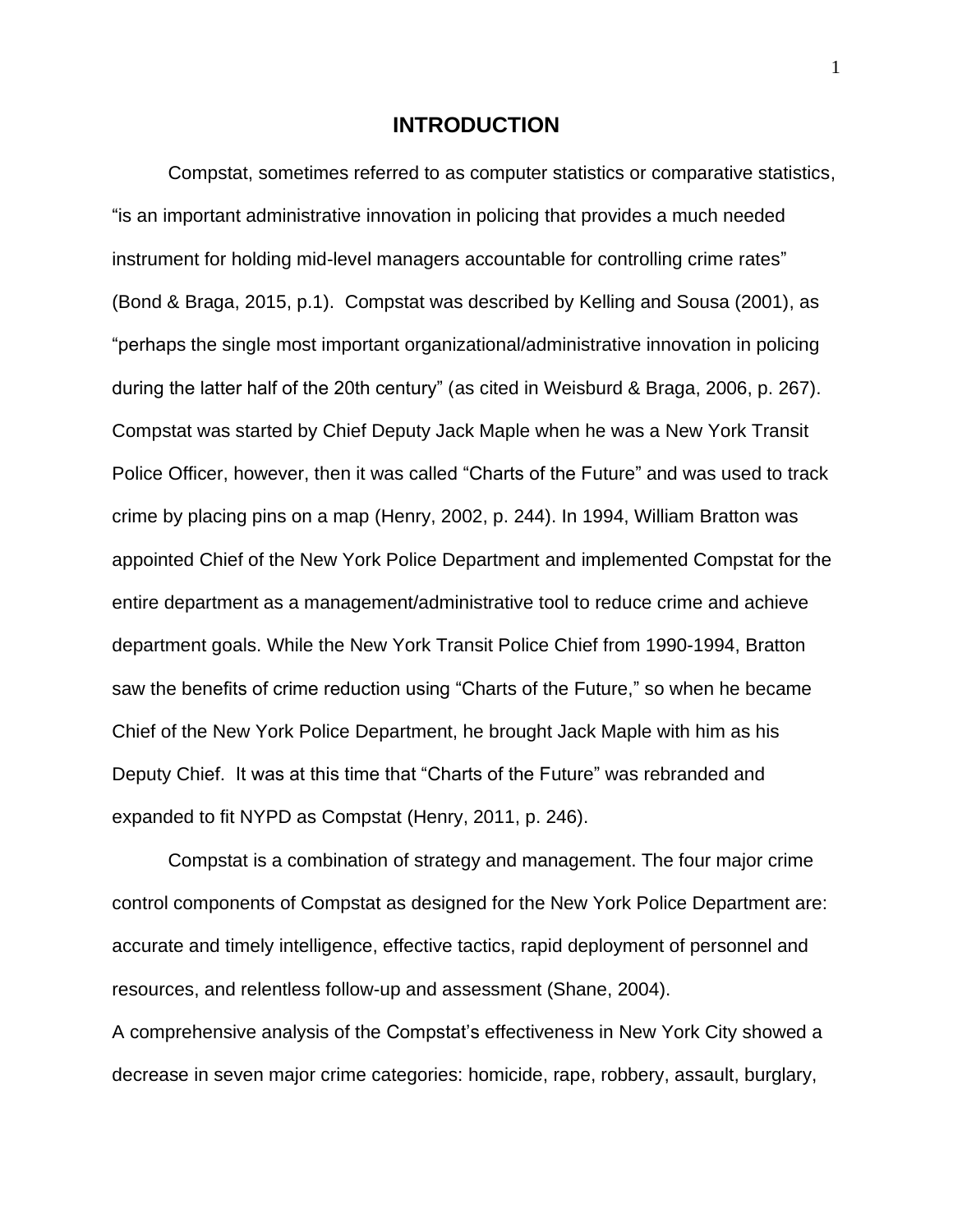# INTRODUCTION

Compstat, sometimes referred to as computer statistics or comparative statistics, “is an important administrative innovation in policing that provides a much needed instrument for holding mid-level managers accountable for controlling crime rates” (Bond & Braga, 2015, p.1). Compstat was described by Kelling and Sousa (2001), as “perhaps the single most important organizational/administrative innovation in policing during the latter half of the 20th century” (as cited in Weisburd & Braga, 2006, p. 267). Compstat was started by Chief Deputy Jack Maple when he was a New York Transit Police Officer, however, then it was called “Charts of the Future” and was used to track crime by placing pins on a map (Henry, 2002, p. 244). In 1994, William Bratton was appointed Chief of the New York Police Department and implemented Compstat for the entire department as a management/administrative tool to reduce crime and achieve department goals. While the New York Transit Police Chief from 1990-1994, Bratton saw the benefits of crime reduction using “Charts of the Future,” so when he became Chief of the New York Police Department, he brought Jack Maple with him as his Deputy Chief. It was at this time that “Charts of the Future” was rebranded and expanded to fit NYPD as Compstat (Henry, 2011, p. 246).

Compstat is a combination of strategy and management. The four major crime control components of Compstat as designed for the New York Police Department are: accurate and timely intelligence, effective tactics, rapid deployment of personnel and resources, and relentless follow-up and assessment (Shane, 2004).

A comprehensive analysis of the Compstat’s effectiveness in New York City showed a decrease in seven major crime categories: homicide, rape, robbery, assault, burglary,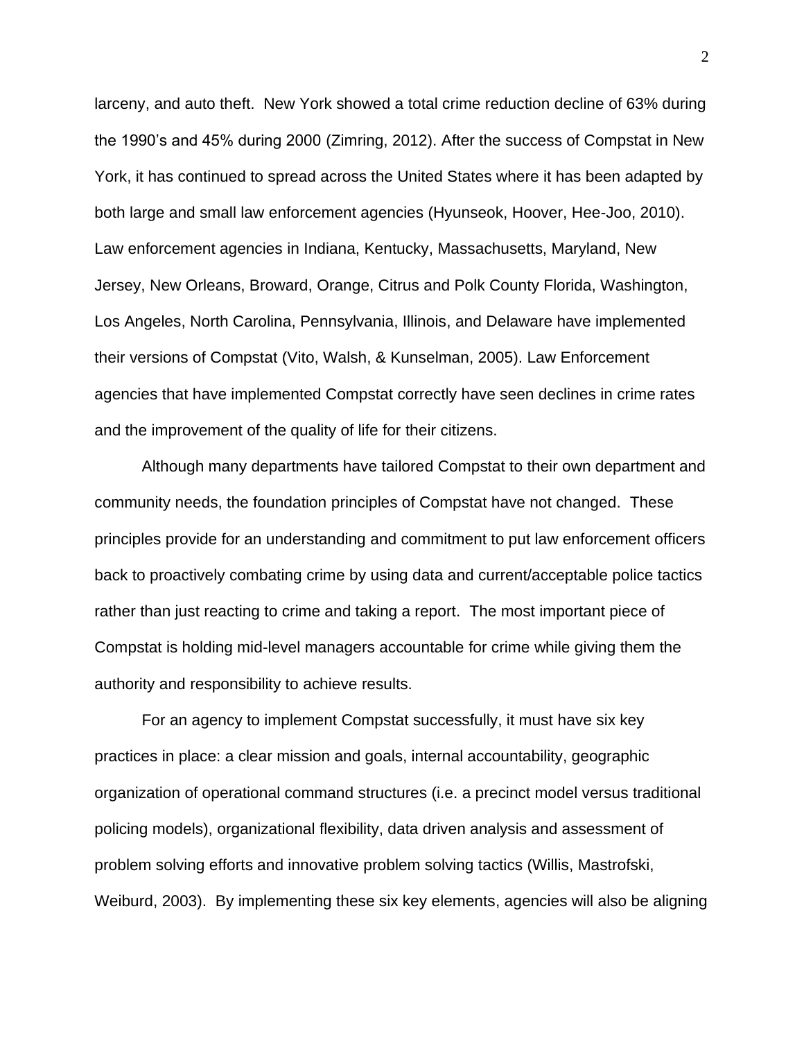larceny, and auto theft. New York showed a total crime reduction decline of 63% during the 1990's and 45% during 2000 (Zimring, 2012). After the success of Compstat in New York, it has continued to spread across the United States where it has been adapted by both large and small law enforcement agencies (Hyunseok, Hoover, Hee-Joo, 2010). Law enforcement agencies in Indiana, Kentucky, Massachusetts, Maryland, New Jersey, New Orleans, Broward, Orange, Citrus and Polk County Florida, Washington, Los Angeles, North Carolina, Pennsylvania, Illinois, and Delaware have implemented their versions of Compstat (Vito, Walsh, & Kunselman, 2005). Law Enforcement agencies that have implemented Compstat correctly have seen declines in crime rates and the improvement of the quality of life for their citizens.

Although many departments have tailored Compstat to their own department and community needs, the foundation principles of Compstat have not changed. These principles provide for an understanding and commitment to put law enforcement officers back to proactively combating crime by using data and current/acceptable police tactics rather than just reacting to crime and taking a report. The most important piece of Compstat is holding mid-level managers accountable for crime while giving them the authority and responsibility to achieve results.

For an agency to implement Compstat successfully, it must have six key practices in place: a clear mission and goals, internal accountability, geographic organization of operational command structures (i.e. a precinct model versus traditional policing models), organizational flexibility, data driven analysis and assessment of problem solving efforts and innovative problem solving tactics (Willis, Mastrofski, Weiburd, 2003). By implementing these six key elements, agencies will also be aligning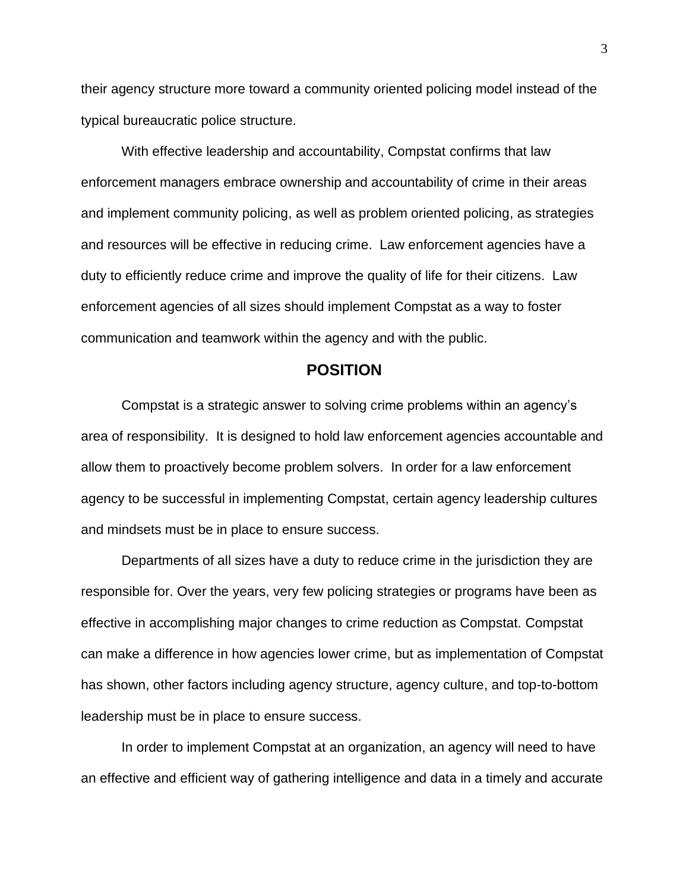their agency structure more toward a community oriented policing model instead of the typical bureaucratic police structure.

With effective leadership and accountability, Compstat confirms that law enforcement managers embrace ownership and accountability of crime in their areas and implement community policing, as well as problem oriented policing, as strategies and resources will be effective in reducing crime. Law enforcement agencies have a duty to efficiently reduce crime and improve the quality of life for their citizens. Law enforcement agencies of all sizes should implement Compstat as a way to foster communication and teamwork within the agency and with the public.

## POSITION

Compstat is a strategic answer to solving crime problems within an agency's area of responsibility. It is designed to hold law enforcement agencies accountable and allow them to proactively become problem solvers. In order for a law enforcement agency to be successful in implementing Compstat, certain agency leadership cultures and mindsets must be in place to ensure success.

Departments of all sizes have a duty to reduce crime in the jurisdiction they are responsible for. Over the years, very few policing strategies or programs have been as effective in accomplishing major changes to crime reduction as Compstat. Compstat can make a difference in how agencies lower crime, but as implementation of Compstat has shown, other factors including agency structure, agency culture, and top-to-bottom leadership must be in place to ensure success.

In order to implement Compstat at an organization, an agency will need to have an effective and efficient way of gathering intelligence and data in a timely and accurate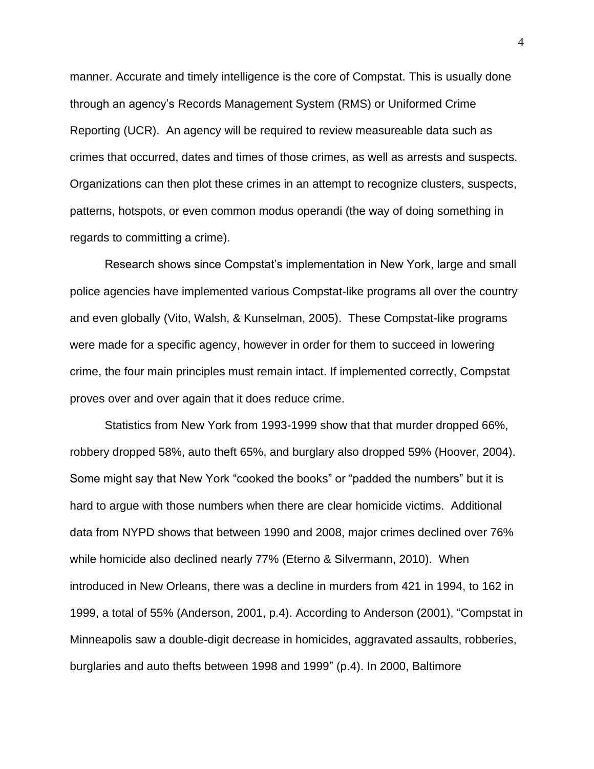manner. Accurate and timely intelligence is the core of Compstat. This is usually done through an agency's Records Management System (RMS) or Uniformed Crime Reporting (UCR). An agency will be required to review measureable data such as crimes that occurred, dates and times of those crimes, as well as arrests and suspects. Organizations can then plot these crimes in an attempt to recognize clusters, suspects, patterns, hotspots, or even common modus operandi (the way of doing something in regards to committing a crime).

Research shows since Compstat's implementation in New York, large and small police agencies have implemented various Compstat-like programs all over the country and even globally (Vito, Walsh, & Kunselman, 2005). These Compstat-like programs were made for a specific agency, however in order for them to succeed in lowering crime, the four main principles must remain intact. If implemented correctly, Compstat proves over and over again that it does reduce crime.

Statistics from New York from 1993-1999 show that that murder dropped 66%, robbery dropped 58%, auto theft 65%, and burglary also dropped 59% (Hoover, 2004). Some might say that New York "cooked the books" or "padded the numbers" but it is hard to argue with those numbers when there are clear homicide victims. Additional data from NYPD shows that between 1990 and 2008, major crimes declined over 76% while homicide also declined nearly 77% (Eterno & Silvermann, 2010). When introduced in New Orleans, there was a decline in murders from 421 in 1994, to 162 in 1999, a total of 55% (Anderson, 2001, p.4). According to Anderson (2001), "Compstat in Minneapolis saw a double-digit decrease in homicides, aggravated assaults, robberies, burglaries and auto thefts between 1998 and 1999" (p.4). In 2000, Baltimore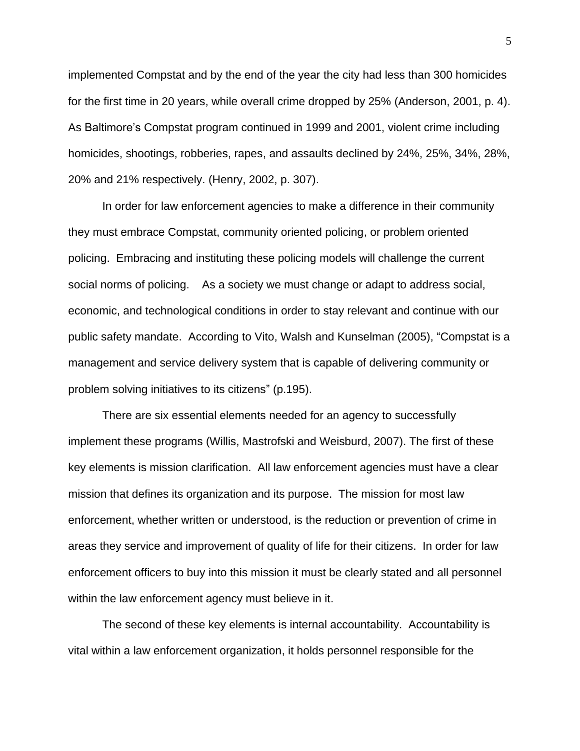implemented Compstat and by the end of the year the city had less than 300 homicides for the first time in 20 years, while overall crime dropped by 25% (Anderson, 2001, p. 4). As Baltimore's Compstat program continued in 1999 and 2001, violent crime including homicides, shootings, robberies, rapes, and assaults declined by 24%, 25%, 34%, 28%, 20% and 21% respectively. (Henry, 2002, p. 307).

In order for law enforcement agencies to make a difference in their community they must embrace Compstat, community oriented policing, or problem oriented policing. Embracing and instituting these policing models will challenge the current social norms of policing. As a society we must change or adapt to address social, economic, and technological conditions in order to stay relevant and continue with our public safety mandate. According to Vito, Walsh and Kunselman (2005), "Compstat is a management and service delivery system that is capable of delivering community or problem solving initiatives to its citizens" (p.195).

There are six essential elements needed for an agency to successfully implement these programs (Willis, Mastrofski and Weisburd, 2007). The first of these key elements is mission clarification. All law enforcement agencies must have a clear mission that defines its organization and its purpose. The mission for most law enforcement, whether written or understood, is the reduction or prevention of crime in areas they service and improvement of quality of life for their citizens. In order for law enforcement officers to buy into this mission it must be clearly stated and all personnel within the law enforcement agency must believe in it.

The second of these key elements is internal accountability. Accountability is vital within a law enforcement organization, it holds personnel responsible for the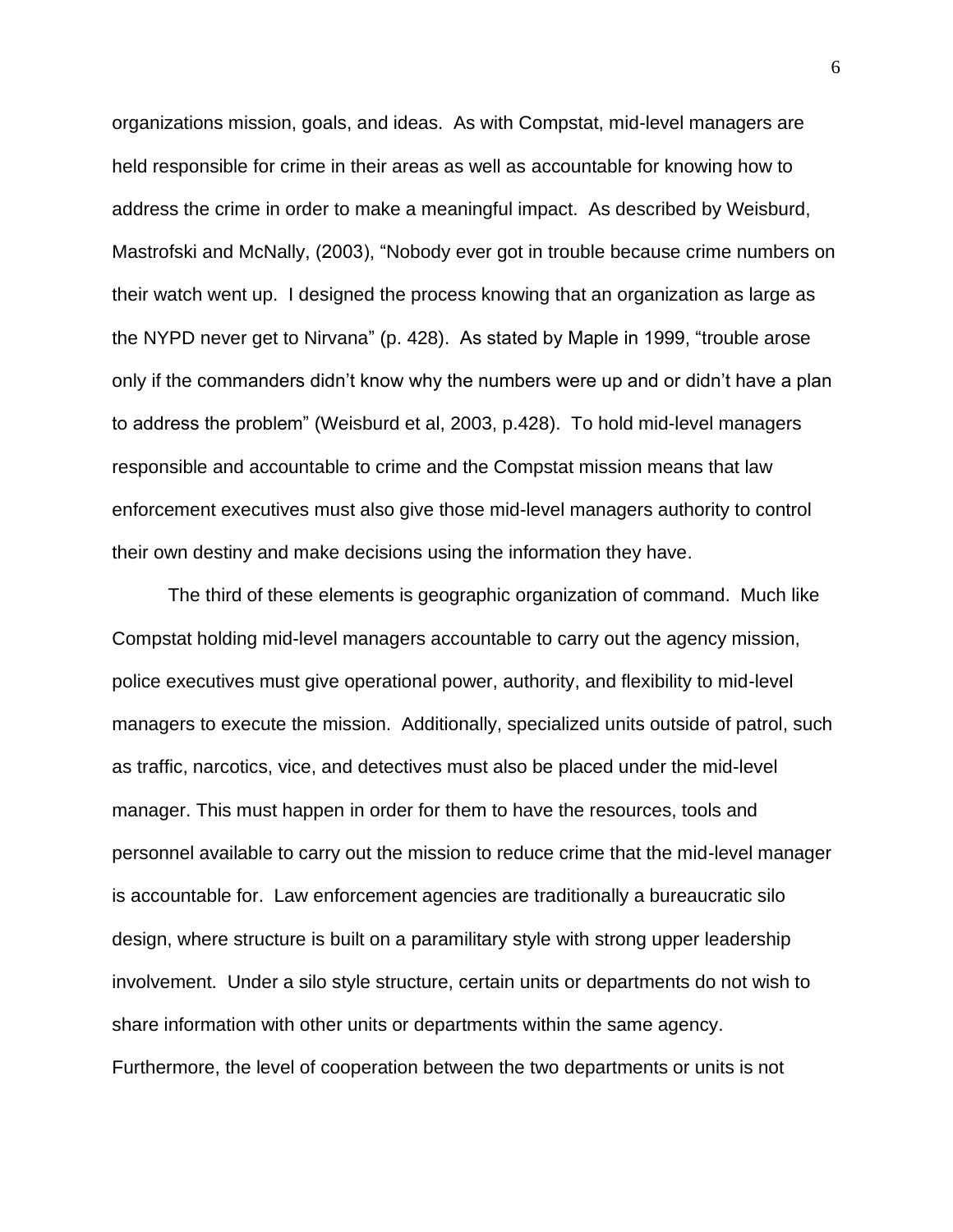organizations mission, goals, and ideas. As with Compstat, mid-level managers are held responsible for crime in their areas as well as accountable for knowing how to address the crime in order to make a meaningful impact. As described by Weisburd, Mastrofski and McNally, (2003), "Nobody ever got in trouble because crime numbers on their watch went up. I designed the process knowing that an organization as large as the NYPD never get to Nirvana" (p. 428). As stated by Maple in 1999, "trouble arose only if the commanders didn't know why the numbers were up and or didn't have a plan to address the problem" (Weisburd et al, 2003, p.428). To hold mid-level managers responsible and accountable to crime and the Compstat mission means that law enforcement executives must also give those mid-level managers authority to control their own destiny and make decisions using the information they have.

The third of these elements is geographic organization of command. Much like Compstat holding mid-level managers accountable to carry out the agency mission, police executives must give operational power, authority, and flexibility to mid-level managers to execute the mission. Additionally, specialized units outside of patrol, such as traffic, narcotics, vice, and detectives must also be placed under the mid-level manager. This must happen in order for them to have the resources, tools and personnel available to carry out the mission to reduce crime that the mid-level manager is accountable for. Law enforcement agencies are traditionally a bureaucratic silo design, where structure is built on a paramilitary style with strong upper leadership involvement. Under a silo style structure, certain units or departments do not wish to share information with other units or departments within the same agency. Furthermore, the level of cooperation between the two departments or units is not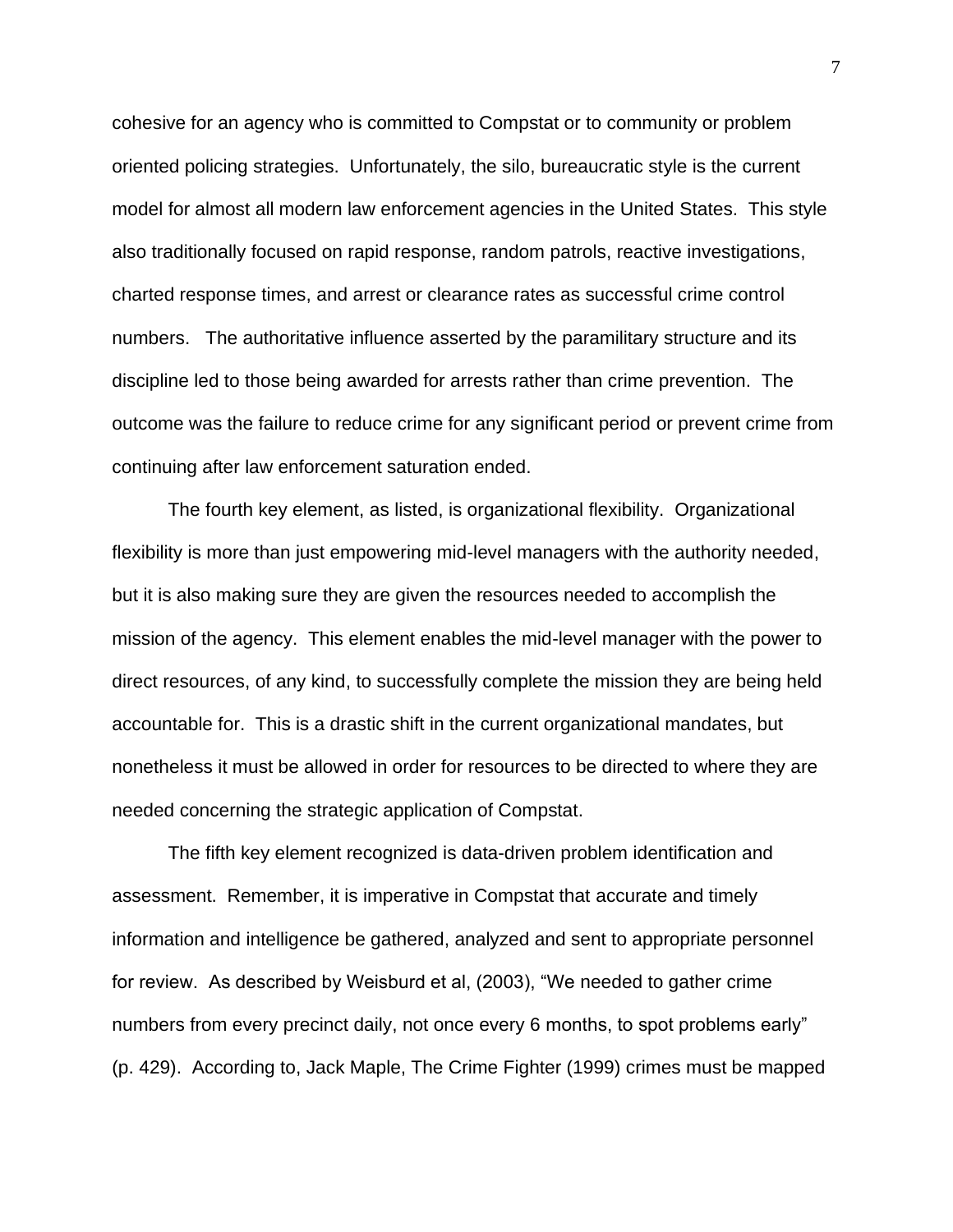cohesive for an agency who is committed to Compstat or to community or problem oriented policing strategies. Unfortunately, the silo, bureaucratic style is the current model for almost all modern law enforcement agencies in the United States. This style also traditionally focused on rapid response, random patrols, reactive investigations, charted response times, and arrest or clearance rates as successful crime control numbers. The authoritative influence asserted by the paramilitary structure and its discipline led to those being awarded for arrests rather than crime prevention. The outcome was the failure to reduce crime for any significant period or prevent crime from continuing after law enforcement saturation ended.

The fourth key element, as listed, is organizational flexibility. Organizational flexibility is more than just empowering mid-level managers with the authority needed, but it is also making sure they are given the resources needed to accomplish the mission of the agency. This element enables the mid-level manager with the power to direct resources, of any kind, to successfully complete the mission they are being held accountable for. This is a drastic shift in the current organizational mandates, but nonetheless it must be allowed in order for resources to be directed to where they are needed concerning the strategic application of Compstat.

The fifth key element recognized is data-driven problem identification and assessment. Remember, it is imperative in Compstat that accurate and timely information and intelligence be gathered, analyzed and sent to appropriate personnel for review. As described by Weisburd et al, (2003), "We needed to gather crime numbers from every precinct daily, not once every 6 months, to spot problems early" (p. 429). According to, Jack Maple, The Crime Fighter (1999) crimes must be mapped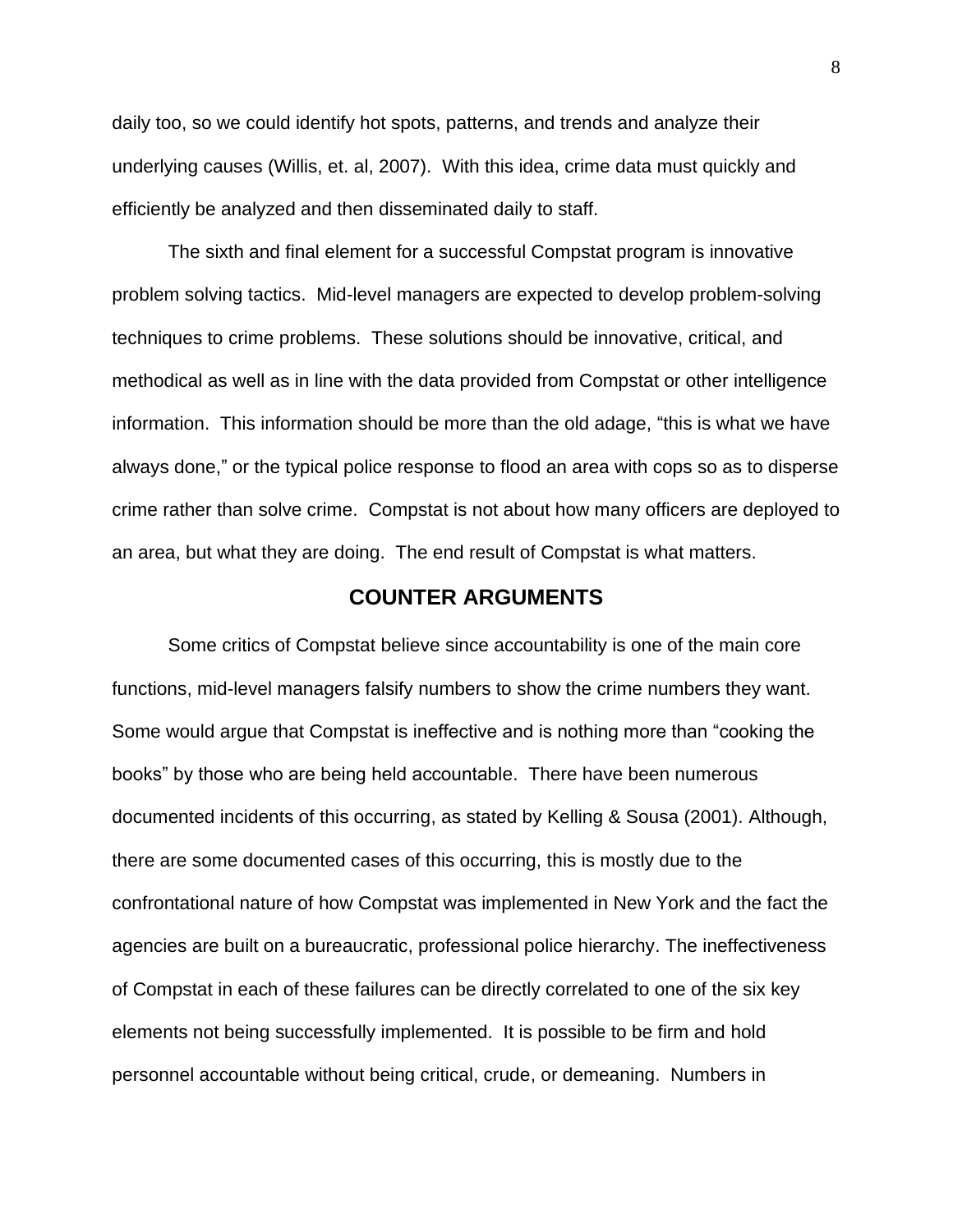daily too, so we could identify hot spots, patterns, and trends and analyze their underlying causes (Willis, et. al, 2007). With this idea, crime data must quickly and efficiently be analyzed and then disseminated daily to staff.

The sixth and final element for a successful Compstat program is innovative problem solving tactics. Mid-level managers are expected to develop problem-solving techniques to crime problems. These solutions should be innovative, critical, and methodical as well as in line with the data provided from Compstat or other intelligence information. This information should be more than the old adage, "this is what we have always done," or the typical police response to flood an area with cops so as to disperse crime rather than solve crime. Compstat is not about how many officers are deployed to an area, but what they are doing. The end result of Compstat is what matters.

## COUNTER ARGUMENTS

Some critics of Compstat believe since accountability is one of the main core functions, mid-level managers falsify numbers to show the crime numbers they want. Some would argue that Compstat is ineffective and is nothing more than "cooking the books" by those who are being held accountable. There have been numerous documented incidents of this occurring, as stated by Kelling & Sousa (2001). Although, there are some documented cases of this occurring, this is mostly due to the confrontational nature of how Compstat was implemented in New York and the fact the agencies are built on a bureaucratic, professional police hierarchy. The ineffectiveness of Compstat in each of these failures can be directly correlated to one of the six key elements not being successfully implemented. It is possible to be firm and hold personnel accountable without being critical, crude, or demeaning. Numbers in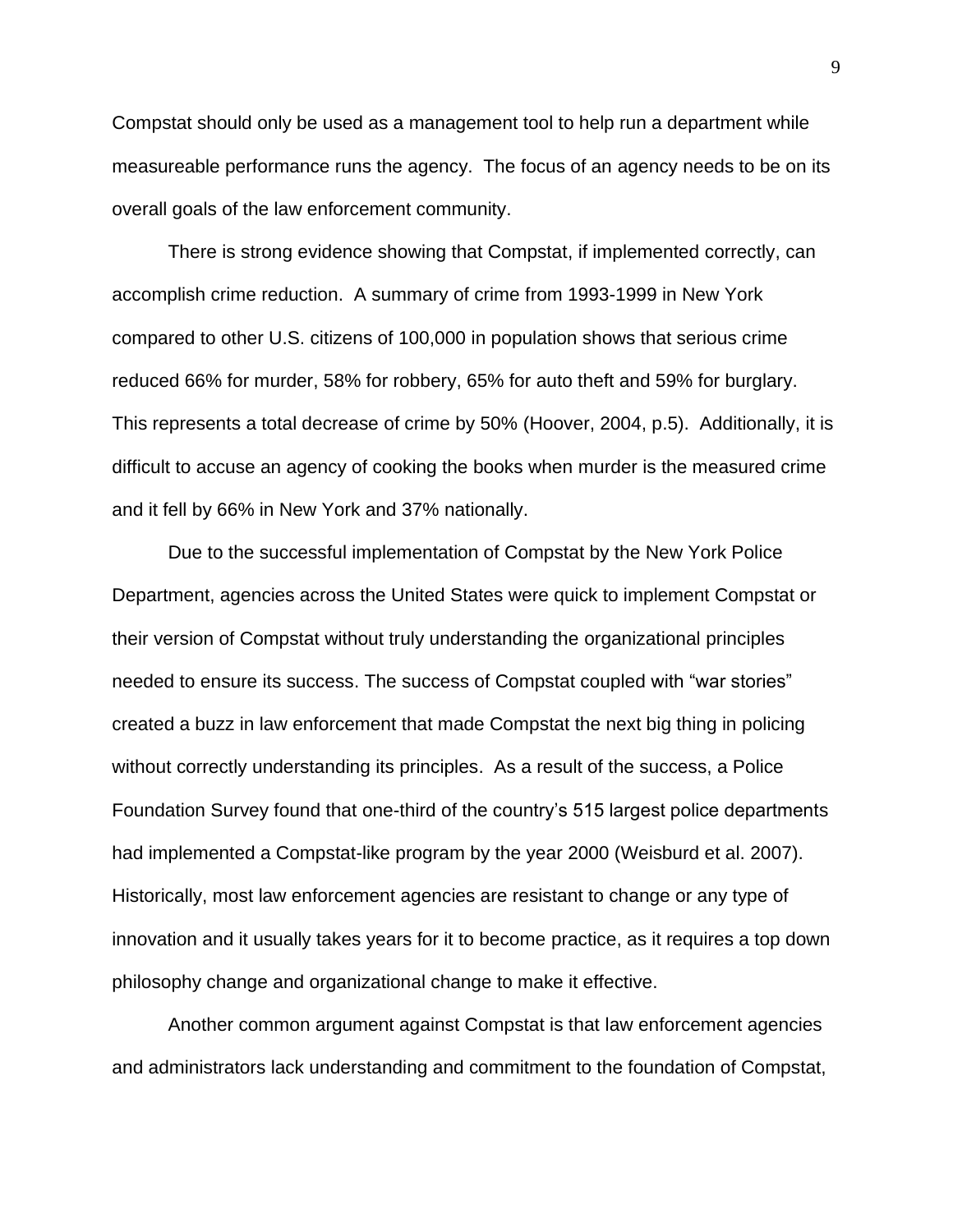Compstat should only be used as a management tool to help run a department while measureable performance runs the agency.  The focus of an agency needs to be on its overall goals of the law enforcement community.

There is strong evidence showing that Compstat, if implemented correctly, can accomplish crime reduction.  A summary of crime from 1993-1999 in New York compared to other U.S. citizens of 100,000 in population shows that serious crime reduced 66% for murder, 58% for robbery, 65% for auto theft and 59% for burglary. This represents a total decrease of crime by 50% (Hoover, 2004, p.5).  Additionally, it is difficult to accuse an agency of cooking the books when murder is the measured crime and it fell by 66% in New York and 37% nationally.

Due to the successful implementation of Compstat by the New York Police Department, agencies across the United States were quick to implement Compstat or their version of Compstat without truly understanding the organizational principles needed to ensure its success. The success of Compstat coupled with "war stories" created a buzz in law enforcement that made Compstat the next big thing in policing without correctly understanding its principles.  As a result of the success, a Police Foundation Survey found that one-third of the country's 515 largest police departments had implemented a Compstat-like program by the year 2000 (Weisburd et al. 2007). Historically, most law enforcement agencies are resistant to change or any type of innovation and it usually takes years for it to become practice, as it requires a top down philosophy change and organizational change to make it effective.

Another common argument against Compstat is that law enforcement agencies and administrators lack understanding and commitment to the foundation of Compstat,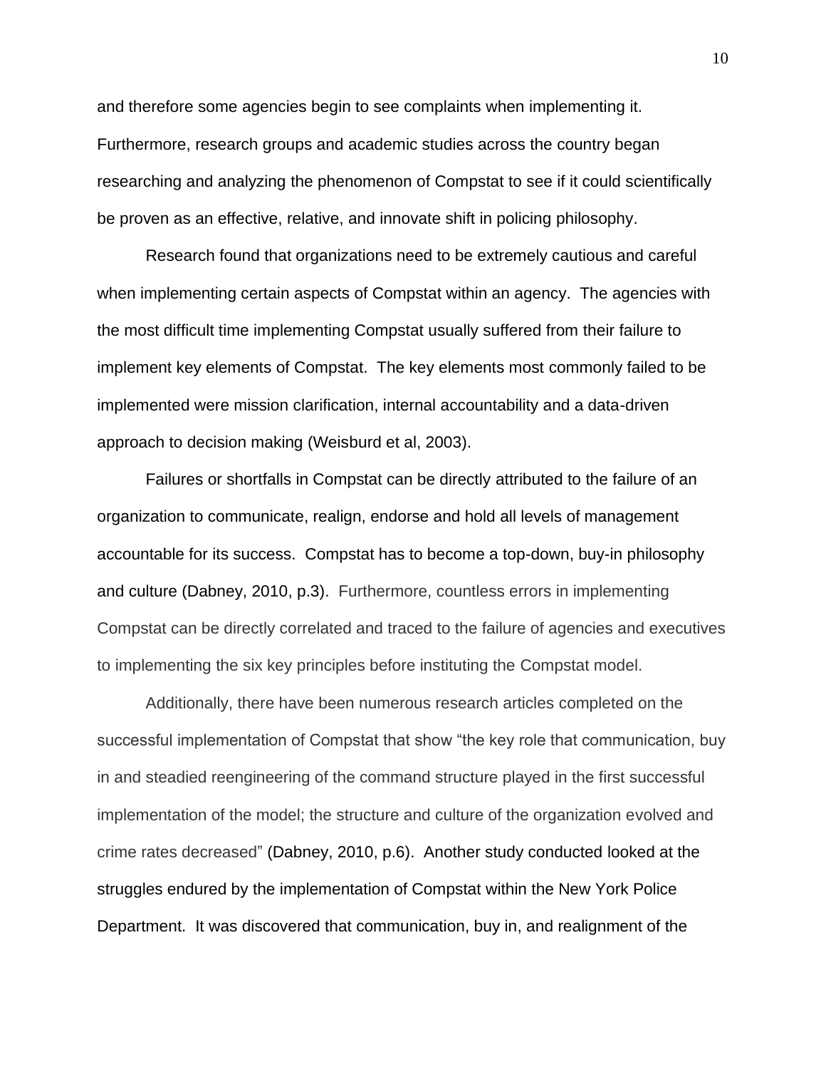and therefore some agencies begin to see complaints when implementing it. Furthermore, research groups and academic studies across the country began researching and analyzing the phenomenon of Compstat to see if it could scientifically be proven as an effective, relative, and innovate shift in policing philosophy.

Research found that organizations need to be extremely cautious and careful when implementing certain aspects of Compstat within an agency. The agencies with the most difficult time implementing Compstat usually suffered from their failure to implement key elements of Compstat. The key elements most commonly failed to be implemented were mission clarification, internal accountability and a data-driven approach to decision making (Weisburd et al, 2003).

Failures or shortfalls in Compstat can be directly attributed to the failure of an organization to communicate, realign, endorse and hold all levels of management accountable for its success. Compstat has to become a top-down, buy-in philosophy and culture (Dabney, 2010, p.3). Furthermore, countless errors in implementing Compstat can be directly correlated and traced to the failure of agencies and executives to implementing the six key principles before instituting the Compstat model.

Additionally, there have been numerous research articles completed on the successful implementation of Compstat that show "the key role that communication, buy in and steadied reengineering of the command structure played in the first successful implementation of the model; the structure and culture of the organization evolved and crime rates decreased" (Dabney, 2010, p.6). Another study conducted looked at the struggles endured by the implementation of Compstat within the New York Police Department. It was discovered that communication, buy in, and realignment of the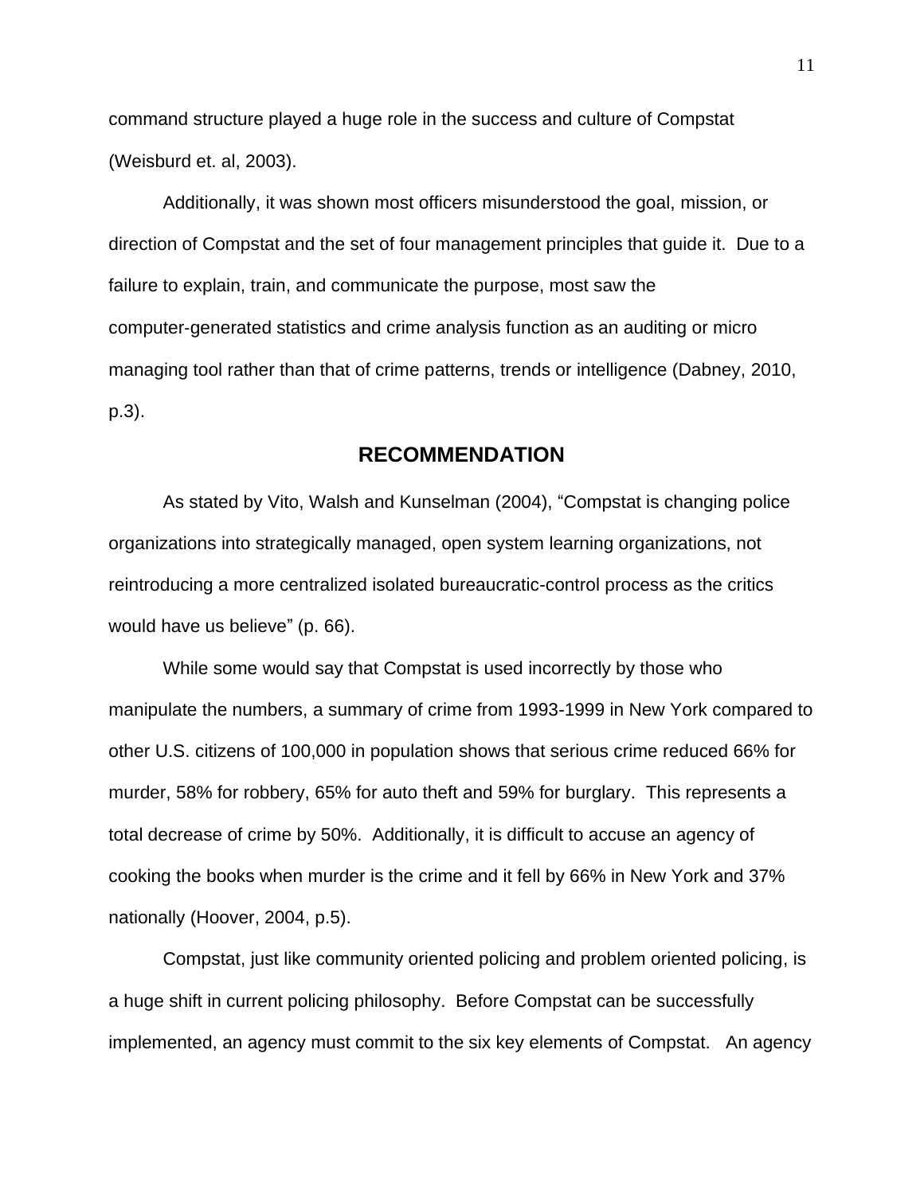command structure played a huge role in the success and culture of Compstat (Weisburd et. al, 2003).

Additionally, it was shown most officers misunderstood the goal, mission, or direction of Compstat and the set of four management principles that guide it. Due to a failure to explain, train, and communicate the purpose, most saw the computer-generated statistics and crime analysis function as an auditing or micro managing tool rather than that of crime patterns, trends or intelligence (Dabney, 2010, p.3).

## RECOMMENDATION

As stated by Vito, Walsh and Kunselman (2004), "Compstat is changing police organizations into strategically managed, open system learning organizations, not reintroducing a more centralized isolated bureaucratic-control process as the critics would have us believe" (p. 66).

While some would say that Compstat is used incorrectly by those who manipulate the numbers, a summary of crime from 1993-1999 in New York compared to other U.S. citizens of 100,000 in population shows that serious crime reduced 66% for murder, 58% for robbery, 65% for auto theft and 59% for burglary. This represents a total decrease of crime by 50%. Additionally, it is difficult to accuse an agency of cooking the books when murder is the crime and it fell by 66% in New York and 37% nationally (Hoover, 2004, p.5).

Compstat, just like community oriented policing and problem oriented policing, is a huge shift in current policing philosophy. Before Compstat can be successfully implemented, an agency must commit to the six key elements of Compstat. An agency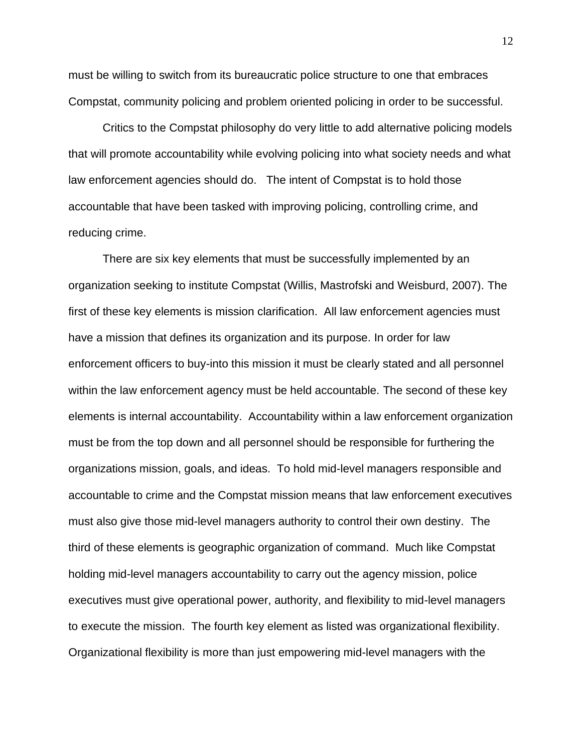must be willing to switch from its bureaucratic police structure to one that embraces Compstat, community policing and problem oriented policing in order to be successful.

Critics to the Compstat philosophy do very little to add alternative policing models that will promote accountability while evolving policing into what society needs and what law enforcement agencies should do. The intent of Compstat is to hold those accountable that have been tasked with improving policing, controlling crime, and reducing crime.

There are six key elements that must be successfully implemented by an organization seeking to institute Compstat (Willis, Mastrofski and Weisburd, 2007). The first of these key elements is mission clarification. All law enforcement agencies must have a mission that defines its organization and its purpose. In order for law enforcement officers to buy-into this mission it must be clearly stated and all personnel within the law enforcement agency must be held accountable. The second of these key elements is internal accountability. Accountability within a law enforcement organization must be from the top down and all personnel should be responsible for furthering the organizations mission, goals, and ideas. To hold mid-level managers responsible and accountable to crime and the Compstat mission means that law enforcement executives must also give those mid-level managers authority to control their own destiny. The third of these elements is geographic organization of command. Much like Compstat holding mid-level managers accountability to carry out the agency mission, police executives must give operational power, authority, and flexibility to mid-level managers to execute the mission. The fourth key element as listed was organizational flexibility. Organizational flexibility is more than just empowering mid-level managers with the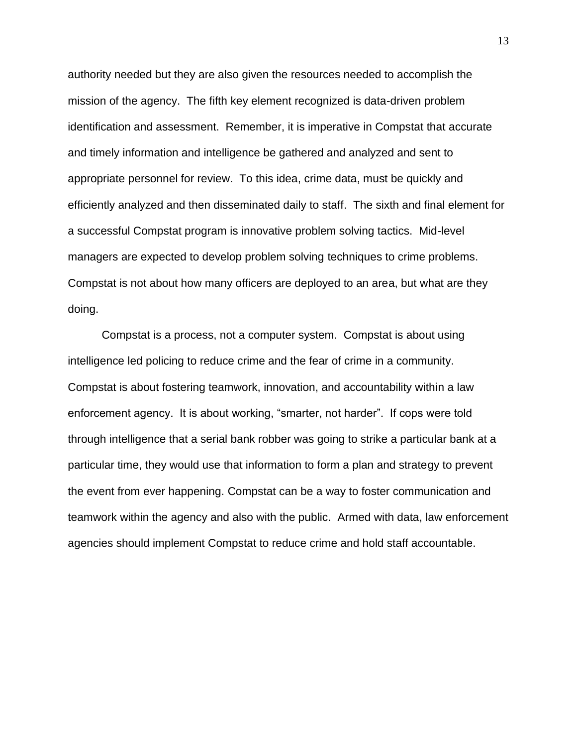authority needed but they are also given the resources needed to accomplish the mission of the agency. The fifth key element recognized is data-driven problem identification and assessment. Remember, it is imperative in Compstat that accurate and timely information and intelligence be gathered and analyzed and sent to appropriate personnel for review. To this idea, crime data, must be quickly and efficiently analyzed and then disseminated daily to staff. The sixth and final element for a successful Compstat program is innovative problem solving tactics. Mid-level managers are expected to develop problem solving techniques to crime problems. Compstat is not about how many officers are deployed to an area, but what are they doing.

Compstat is a process, not a computer system. Compstat is about using intelligence led policing to reduce crime and the fear of crime in a community. Compstat is about fostering teamwork, innovation, and accountability within a law enforcement agency. It is about working, "smarter, not harder". If cops were told through intelligence that a serial bank robber was going to strike a particular bank at a particular time, they would use that information to form a plan and strategy to prevent the event from ever happening. Compstat can be a way to foster communication and teamwork within the agency and also with the public. Armed with data, law enforcement agencies should implement Compstat to reduce crime and hold staff accountable.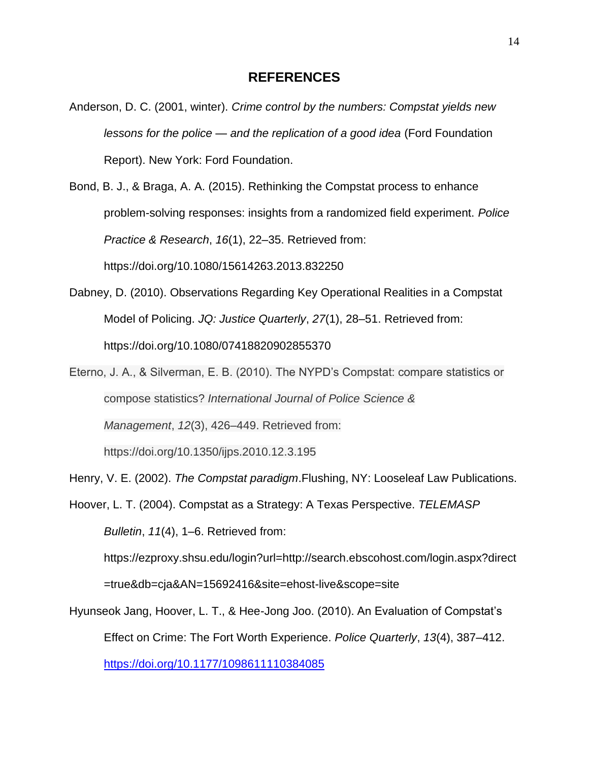# REFERENCES

Anderson, D. C. (2001, winter). *Crime control by the numbers: Compstat yields new lessons for the police — and the replication of a good idea* (Ford Foundation Report). New York: Ford Foundation.

Bond, B. J., & Braga, A. A. (2015). Rethinking the Compstat process to enhance problem-solving responses: insights from a randomized field experiment. *Police Practice & Research*, *16*(1), 22–35. Retrieved from: https://doi.org/10.1080/15614263.2013.832250

Dabney, D. (2010). Observations Regarding Key Operational Realities in a Compstat Model of Policing. *JQ: Justice Quarterly*, *27*(1), 28–51. Retrieved from: https://doi.org/10.1080/07418820902855370

Eterno, J. A., & Silverman, E. B. (2010). The NYPD's Compstat: compare statistics or compose statistics? *International Journal of Police Science & Management*, *12*(3), 426–449. Retrieved from: https://doi.org/10.1350/ijps.2010.12.3.195

Henry, V. E. (2002). *The Compstat paradigm*.Flushing, NY: Looseleaf Law Publications.

Hoover, L. T. (2004). Compstat as a Strategy: A Texas Perspective. *TELEMASP Bulletin*, *11*(4), 1–6. Retrieved from: https://ezproxy.shsu.edu/login?url=http://search.ebscohost.com/login.aspx?direct=true&db=cja&AN=15692416&site=ehost-live&scope=site

Hyunseok Jang, Hoover, L. T., & Hee-Jong Joo. (2010). An Evaluation of Compstat's Effect on Crime: The Fort Worth Experience. *Police Quarterly*, *13*(4), 387–412. https://doi.org/10.1177/1098611110384085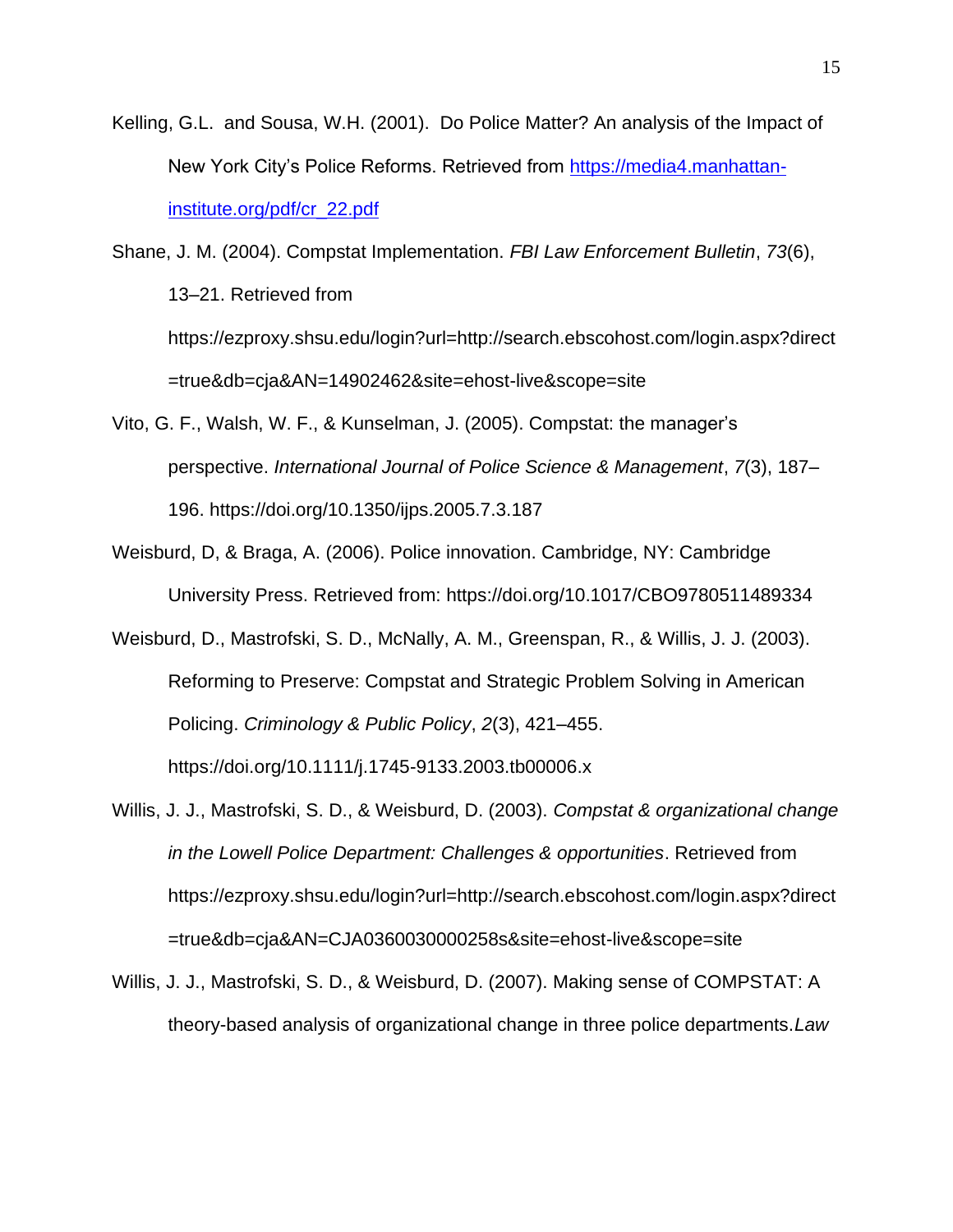Kelling, G.L. and Sousa, W.H. (2001). Do Police Matter? An analysis of the Impact of New York City's Police Reforms. Retrieved from https://media4.manhattan-institute.org/pdf/cr_22.pdf

Shane, J. M. (2004). Compstat Implementation. *FBI Law Enforcement Bulletin*, *73*(6), 13–21. Retrieved from https://ezproxy.shsu.edu/login?url=http://search.ebscohost.com/login.aspx?direct=true&db=cja&AN=14902462&site=ehost-live&scope=site

Vito, G. F., Walsh, W. F., & Kunselman, J. (2005). Compstat: the manager's perspective. *International Journal of Police Science & Management*, *7*(3), 187–196. https://doi.org/10.1350/ijps.2005.7.3.187

Weisburd, D, & Braga, A. (2006). Police innovation. Cambridge, NY: Cambridge University Press. Retrieved from: https://doi.org/10.1017/CBO9780511489334

Weisburd, D., Mastrofski, S. D., McNally, A. M., Greenspan, R., & Willis, J. J. (2003). Reforming to Preserve: Compstat and Strategic Problem Solving in American Policing. *Criminology & Public Policy*, *2*(3), 421–455. https://doi.org/10.1111/j.1745-9133.2003.tb00006.x

Willis, J. J., Mastrofski, S. D., & Weisburd, D. (2003). *Compstat & organizational change in the Lowell Police Department: Challenges & opportunities*. Retrieved from https://ezproxy.shsu.edu/login?url=http://search.ebscohost.com/login.aspx?direct=true&db=cja&AN=CJA0360030000258s&site=ehost-live&scope=site

Willis, J. J., Mastrofski, S. D., & Weisburd, D. (2007). Making sense of COMPSTAT: A theory-based analysis of organizational change in three police departments.*Law*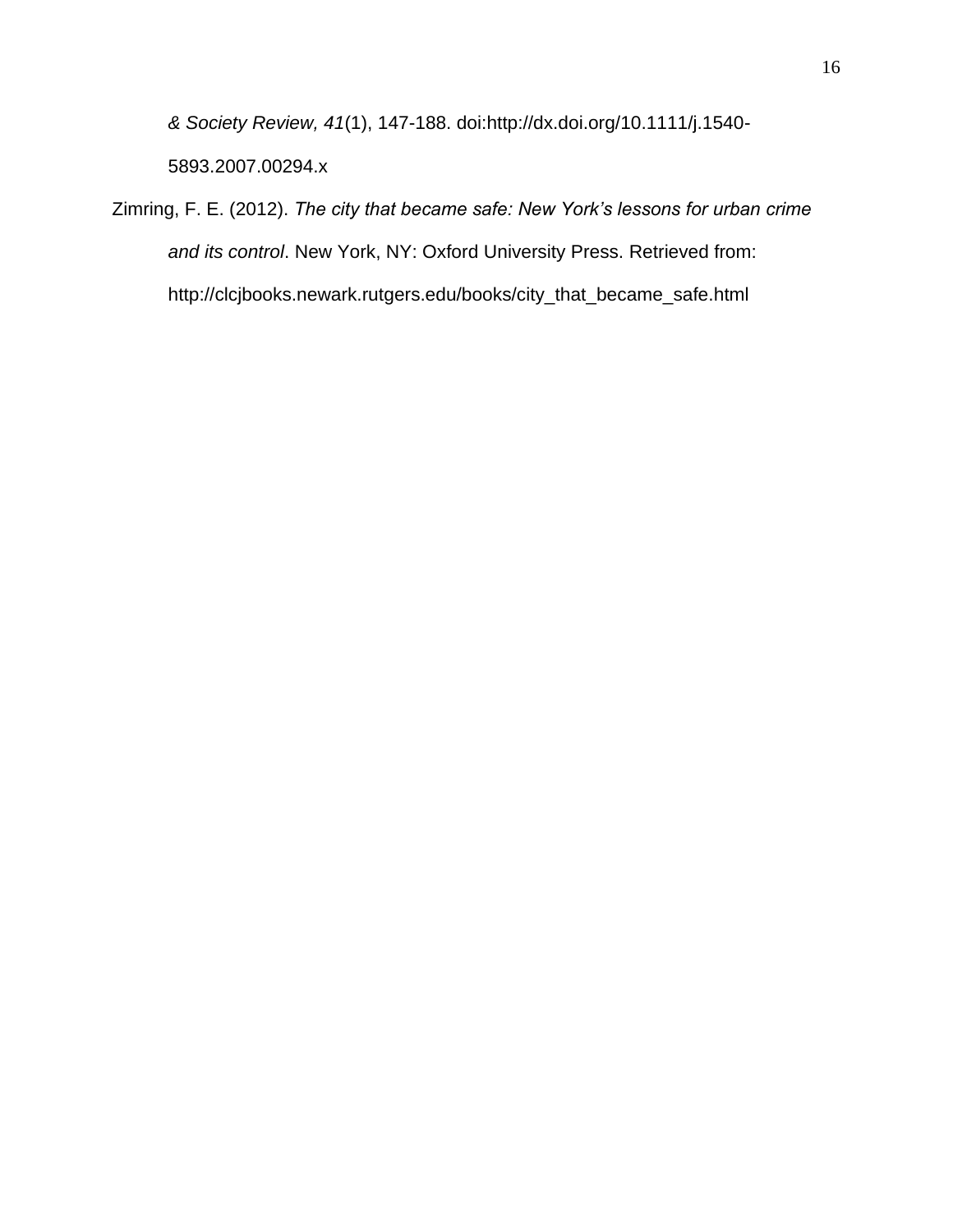*& Society Review, 41*(1), 147-188. doi:http://dx.doi.org/10.1111/j.1540-5893.2007.00294.x

Zimring, F. E. (2012). *The city that became safe: New York's lessons for urban crime and its control*. New York, NY: Oxford University Press. Retrieved from: http://clcjbooks.newark.rutgers.edu/books/city_that_became_safe.html